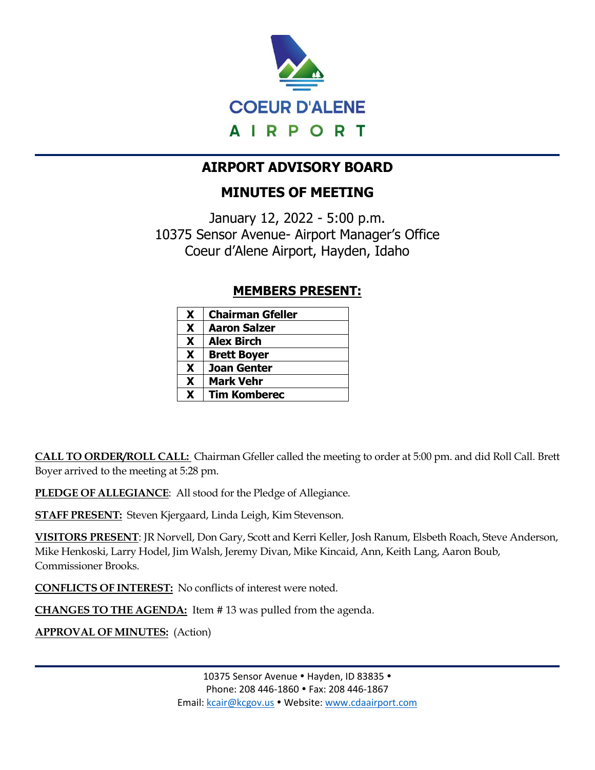COEUR D'ALENE
AIRPORT

# AIRPORT ADVISORY BOARD

## MINUTES OF MEETING

January 12, 2022 - 5:00 p.m.
10375 Sensor Avenue- Airport Manager's Office
Coeur d'Alene Airport, Hayden, Idaho

### MEMBERS PRESENT:

| | |
|---|---|
| **X** | **Chairman Gfeller** |
| **X** | **Aaron Salzer** |
| **X** | **Alex Birch** |
| **X** | **Brett Boyer** |
| **X** | **Joan Genter** |
| **X** | **Mark Vehr** |
| **X** | **Tim Komberec** |

**CALL TO ORDER/ROLL CALL:** Chairman Gfeller called the meeting to order at 5:00 pm. and did Roll Call. Brett Boyer arrived to the meeting at 5:28 pm.

**PLEDGE OF ALLEGIANCE**: All stood for the Pledge of Allegiance.

**STAFF PRESENT:** Steven Kjergaard, Linda Leigh, Kim Stevenson.

**VISITORS PRESENT**: JR Norvell, Don Gary, Scott and Kerri Keller, Josh Ranum, Elsbeth Roach, Steve Anderson, Mike Henkoski, Larry Hodel, Jim Walsh, Jeremy Divan, Mike Kincaid, Ann, Keith Lang, Aaron Boub, Commissioner Brooks.

**CONFLICTS OF INTEREST:** No conflicts of interest were noted.

**CHANGES TO THE AGENDA:** Item # 13 was pulled from the agenda.

**APPROVAL OF MINUTES:** (Action)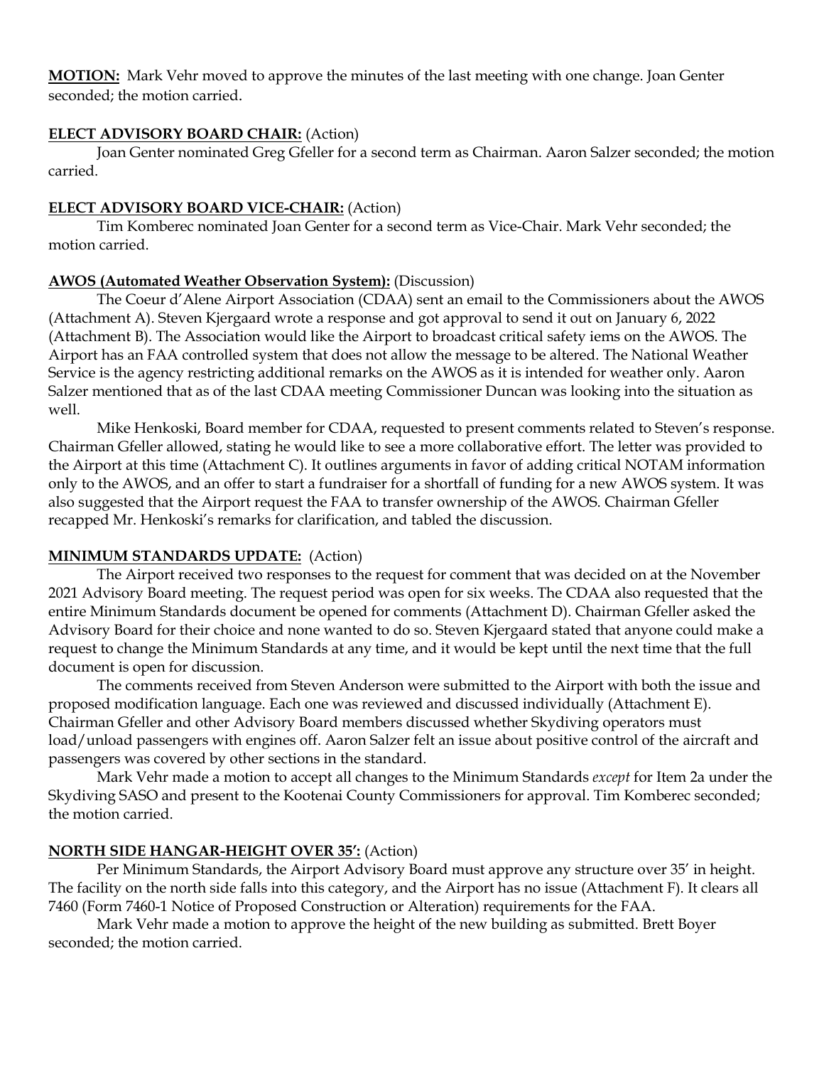**MOTION:** Mark Vehr moved to approve the minutes of the last meeting with one change. Joan Genter seconded; the motion carried.

**ELECT ADVISORY BOARD CHAIR:** (Action)

Joan Genter nominated Greg Gfeller for a second term as Chairman. Aaron Salzer seconded; the motion carried.

**ELECT ADVISORY BOARD VICE-CHAIR:** (Action)

Tim Komberec nominated Joan Genter for a second term as Vice-Chair. Mark Vehr seconded; the motion carried.

**AWOS (Automated Weather Observation System):** (Discussion)

The Coeur d'Alene Airport Association (CDAA) sent an email to the Commissioners about the AWOS (Attachment A). Steven Kjergaard wrote a response and got approval to send it out on January 6, 2022 (Attachment B). The Association would like the Airport to broadcast critical safety iems on the AWOS. The Airport has an FAA controlled system that does not allow the message to be altered. The National Weather Service is the agency restricting additional remarks on the AWOS as it is intended for weather only. Aaron Salzer mentioned that as of the last CDAA meeting Commissioner Duncan was looking into the situation as well.

Mike Henkoski, Board member for CDAA, requested to present comments related to Steven's response. Chairman Gfeller allowed, stating he would like to see a more collaborative effort. The letter was provided to the Airport at this time (Attachment C). It outlines arguments in favor of adding critical NOTAM information only to the AWOS, and an offer to start a fundraiser for a shortfall of funding for a new AWOS system. It was also suggested that the Airport request the FAA to transfer ownership of the AWOS. Chairman Gfeller recapped Mr. Henkoski's remarks for clarification, and tabled the discussion.

**MINIMUM STANDARDS UPDATE:** (Action)

The Airport received two responses to the request for comment that was decided on at the November 2021 Advisory Board meeting. The request period was open for six weeks. The CDAA also requested that the entire Minimum Standards document be opened for comments (Attachment D). Chairman Gfeller asked the Advisory Board for their choice and none wanted to do so. Steven Kjergaard stated that anyone could make a request to change the Minimum Standards at any time, and it would be kept until the next time that the full document is open for discussion.

The comments received from Steven Anderson were submitted to the Airport with both the issue and proposed modification language. Each one was reviewed and discussed individually (Attachment E). Chairman Gfeller and other Advisory Board members discussed whether Skydiving operators must load/unload passengers with engines off. Aaron Salzer felt an issue about positive control of the aircraft and passengers was covered by other sections in the standard.

Mark Vehr made a motion to accept all changes to the Minimum Standards *except* for Item 2a under the Skydiving SASO and present to the Kootenai County Commissioners for approval. Tim Komberec seconded; the motion carried.

**NORTH SIDE HANGAR-HEIGHT OVER 35':** (Action)

Per Minimum Standards, the Airport Advisory Board must approve any structure over 35' in height. The facility on the north side falls into this category, and the Airport has no issue (Attachment F). It clears all 7460 (Form 7460-1 Notice of Proposed Construction or Alteration) requirements for the FAA.

Mark Vehr made a motion to approve the height of the new building as submitted. Brett Boyer seconded; the motion carried.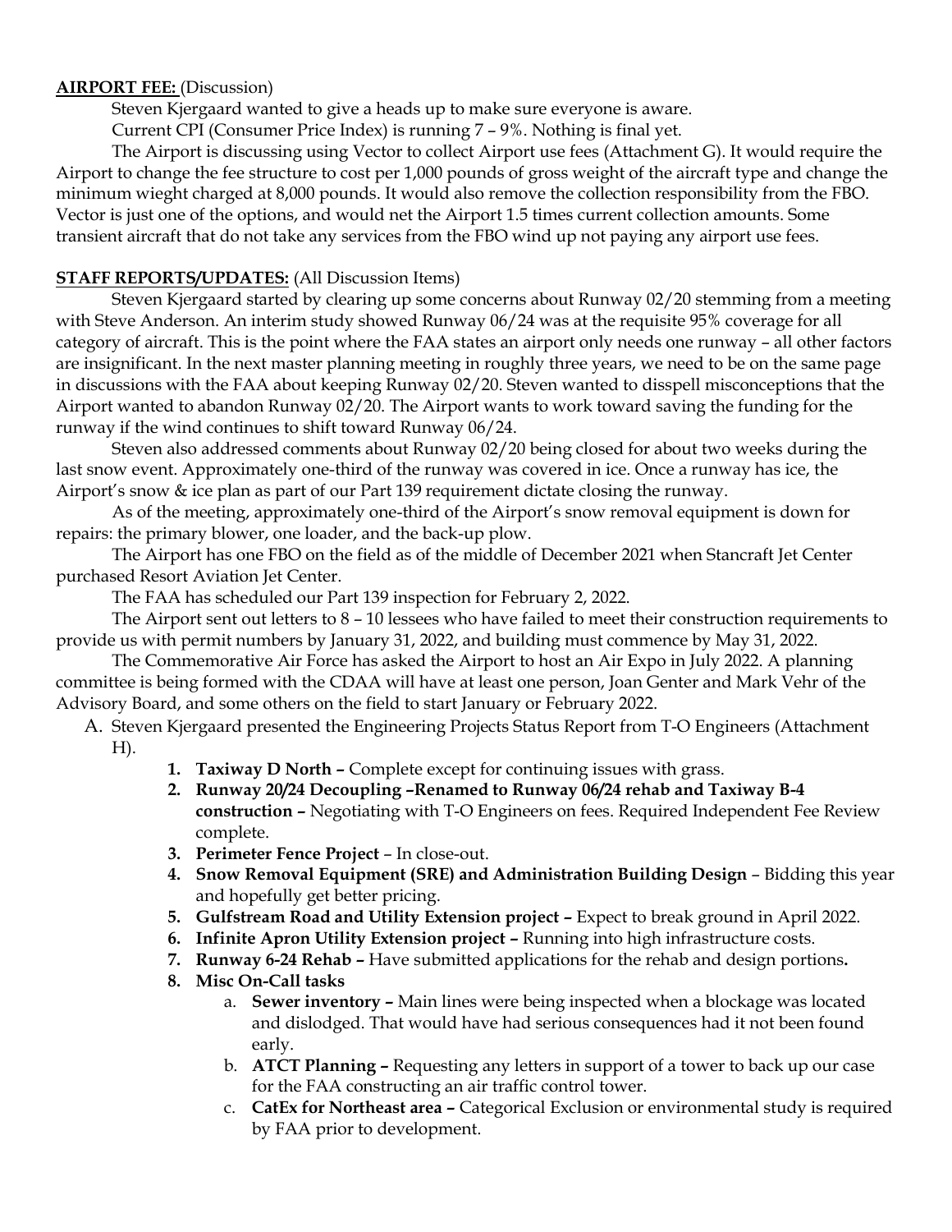**AIRPORT FEE:** (Discussion)

Steven Kjergaard wanted to give a heads up to make sure everyone is aware.

Current CPI (Consumer Price Index) is running 7 – 9%. Nothing is final yet.

The Airport is discussing using Vector to collect Airport use fees (Attachment G). It would require the Airport to change the fee structure to cost per 1,000 pounds of gross weight of the aircraft type and change the minimum wieght charged at 8,000 pounds. It would also remove the collection responsibility from the FBO. Vector is just one of the options, and would net the Airport 1.5 times current collection amounts. Some transient aircraft that do not take any services from the FBO wind up not paying any airport use fees.

**STAFF REPORTS/UPDATES:** (All Discussion Items)

Steven Kjergaard started by clearing up some concerns about Runway 02/20 stemming from a meeting with Steve Anderson. An interim study showed Runway 06/24 was at the requisite 95% coverage for all category of aircraft. This is the point where the FAA states an airport only needs one runway – all other factors are insignificant. In the next master planning meeting in roughly three years, we need to be on the same page in discussions with the FAA about keeping Runway 02/20. Steven wanted to disspell misconceptions that the Airport wanted to abandon Runway 02/20. The Airport wants to work toward saving the funding for the runway if the wind continues to shift toward Runway 06/24.

Steven also addressed comments about Runway 02/20 being closed for about two weeks during the last snow event. Approximately one-third of the runway was covered in ice. Once a runway has ice, the Airport's snow & ice plan as part of our Part 139 requirement dictate closing the runway.

As of the meeting, approximately one-third of the Airport's snow removal equipment is down for repairs: the primary blower, one loader, and the back-up plow.

The Airport has one FBO on the field as of the middle of December 2021 when Stancraft Jet Center purchased Resort Aviation Jet Center.

The FAA has scheduled our Part 139 inspection for February 2, 2022.

The Airport sent out letters to 8 – 10 lessees who have failed to meet their construction requirements to provide us with permit numbers by January 31, 2022, and building must commence by May 31, 2022.

The Commemorative Air Force has asked the Airport to host an Air Expo in July 2022. A planning committee is being formed with the CDAA will have at least one person, Joan Genter and Mark Vehr of the Advisory Board, and some others on the field to start January or February 2022.

A. Steven Kjergaard presented the Engineering Projects Status Report from T-O Engineers (Attachment H).
   1. **Taxiway D North –** Complete except for continuing issues with grass.
   2. **Runway 20/24 Decoupling –Renamed to Runway 06/24 rehab and Taxiway B-4 construction –** Negotiating with T-O Engineers on fees. Required Independent Fee Review complete.
   3. **Perimeter Fence Project** – In close-out.
   4. **Snow Removal Equipment (SRE) and Administration Building Design** – Bidding this year and hopefully get better pricing.
   5. **Gulfstream Road and Utility Extension project –** Expect to break ground in April 2022.
   6. **Infinite Apron Utility Extension project –** Running into high infrastructure costs.
   7. **Runway 6-24 Rehab –** Have submitted applications for the rehab and design portions**.**
   8. **Misc On-Call tasks**
      a. **Sewer inventory –** Main lines were being inspected when a blockage was located and dislodged. That would have had serious consequences had it not been found early.
      b. **ATCT Planning –** Requesting any letters in support of a tower to back up our case for the FAA constructing an air traffic control tower.
      c. **CatEx for Northeast area –** Categorical Exclusion or environmental study is required by FAA prior to development.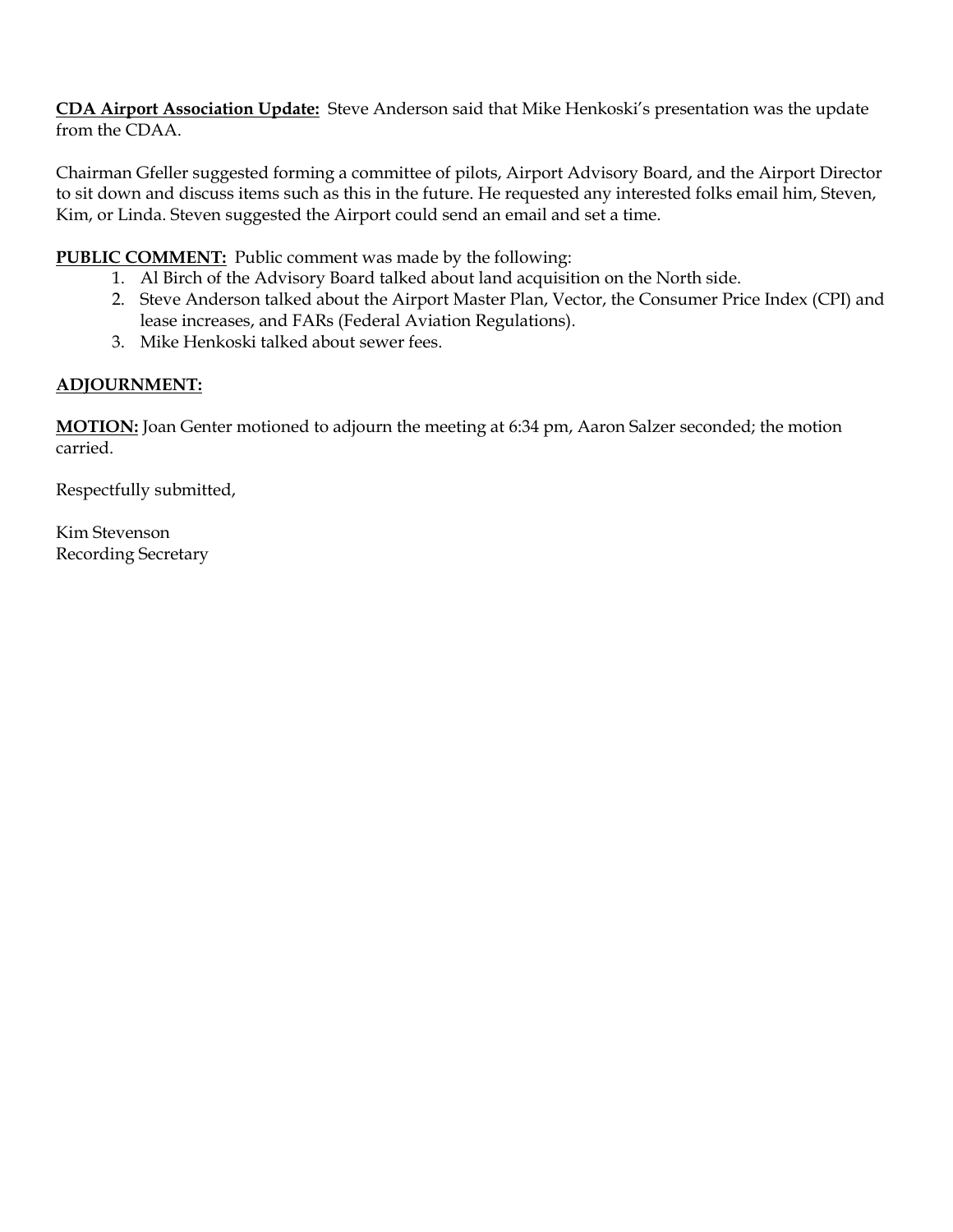**<u>CDA Airport Association Update:</u>** Steve Anderson said that Mike Henkoski's presentation was the update from the CDAA.

Chairman Gfeller suggested forming a committee of pilots, Airport Advisory Board, and the Airport Director to sit down and discuss items such as this in the future. He requested any interested folks email him, Steven, Kim, or Linda. Steven suggested the Airport could send an email and set a time.

**<u>PUBLIC COMMENT:</u>** Public comment was made by the following:

1. Al Birch of the Advisory Board talked about land acquisition on the North side.
2. Steve Anderson talked about the Airport Master Plan, Vector, the Consumer Price Index (CPI) and lease increases, and FARs (Federal Aviation Regulations).
3. Mike Henkoski talked about sewer fees.

**<u>ADJOURNMENT:</u>**

**<u>MOTION:</u>** Joan Genter motioned to adjourn the meeting at 6:34 pm, Aaron Salzer seconded; the motion carried.

Respectfully submitted,

Kim Stevenson
Recording Secretary